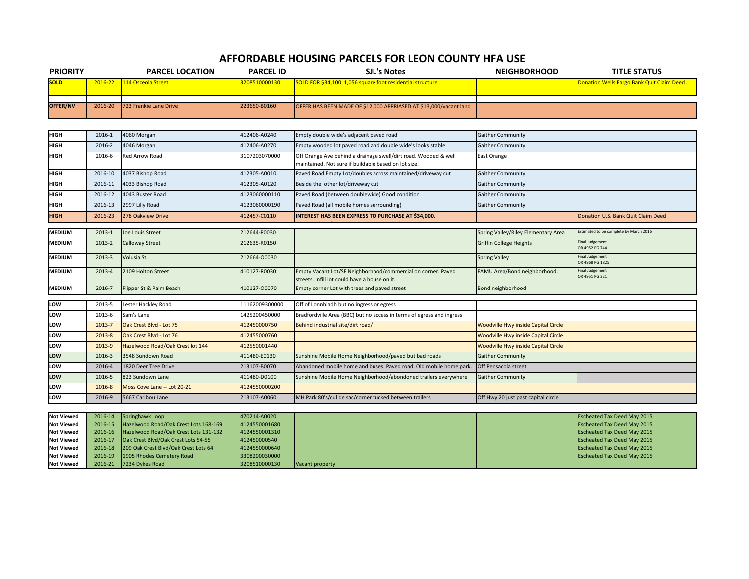# AFFORDABLE HOUSING PARCELS FOR LEON COUNTY HFA USE

| PRIORITY | | PARCEL LOCATION | PARCEL ID | SJL's Notes | NEIGHBORHOOD | TITLE STATUS |
|---|---|---|---|---|---|---|
| SOLD | 2016-22 | 114 Osceola Street | 3208510000130 | SOLD FOR $34,100 1,056 square foot residential structure | | Donation Wells Fargo Bank Quit Claim Deed |
| OFFER/NV | 2016-20 | 723 Frankie Lane Drive | 223650-B0160 | OFFER HAS BEEN MADE OF $12,000 APPRAISED AT $13,000/vacant land | | |
| HIGH | 2016-1 | 4060 Morgan | 412406-A0240 | Empty double wide's adjacent paved road | Gaither Community | |
| HIGH | 2016-2 | 4046 Morgan | 412406-A0270 | Empty wooded lot paved road and double wide's looks stable | Gaither Community | |
| HIGH | 2016-6 | Red Arrow Road | 3107203070000 | Off Orange Ave behind a drainage swell/dirt road. Wooded & well maintained. Not sure if buildable based on lot size. | East Orange | |
| HIGH | 2016-10 | 4037 Bishop Road | 412305-A0010 | Paved Road Empty Lot/doubles across maintained/driveway cut | Gaither Community | |
| HIGH | 2016-11 | 4033 Bishop Road | 412305-A0120 | Beside the other lot/driveway cut | Gaither Community | |
| HIGH | 2016-12 | 4043 Buster Road | 4123060000110 | Paved Road (between doublewide) Good condition | Gaither Community | |
| HIGH | 2016-13 | 2997 Lilly Road | 4123060000190 | Paved Road (all mobile homes surrounding) | Gaither Community | |
| HIGH | 2016-23 | 278 Oakview Drive | 412457-C0110 | **INTEREST HAS BEEN EXPRESS TO PURCHASE AT $34,000.** | | Donation U.S. Bank Quit Claim Deed |
| MEDIUM | 2013-1 | Joe Louis Street | 212644-P0030 | | Spring Valley/Riley Elementary Area | Estimated to be complete by March 2016 |
| MEDIUM | 2013-2 | Calloway Street | 212635-R0150 | | Griffin College Heights | Final Judgement OR 4952 PG 744 |
| MEDIUM | 2013-3 | Volusia St | 212664-O0030 | | Spring Valley | Final Judgement OR 4968 PG 1825 |
| MEDIUM | 2013-4 | 2109 Holton Street | 410127-R0030 | Empty Vacant Lot/SF Neighborhood/commercial on corner. Paved streets. Infill lot could have a house on it. | FAMU Area/Bond neighborhood. | Final Judgement OR 4951 PG 321 |
| MEDIUM | 2016-7 | Flipper St & Palm Beach | 410127-O0070 | Empty corner Lot with trees and paved street | Bond neighborhood | |
| LOW | 2013-5 | Lester Hackley Road | 11162009300000 | Off of Lonnbladh but no ingress or egress | | |
| LOW | 2013-6 | Sam's Lane | 1425200450000 | Bradfordville Area (BBC) but no access in terms of egress and ingress | | |
| LOW | 2013-7 | Oak Crest Blvd - Lot 75 | 412450000750 | Behind industrial site/dirt road/ | Woodville Hwy inside Capital Circle | |
| LOW | 2013-8 | Oak Crest Blvd - Lot 76 | 412455000760 | | Woodville Hwy inside Capital Circle | |
| LOW | 2013-9 | Hazelwood Road/Oak Crest lot 144 | 412550001440 | | Woodville Hwy inside Capital Circle | |
| LOW | 2016-3 | 3548 Sundown Road | 411480-E0130 | Sunshine Mobile Home Neighborhood/paved but bad roads | Gaither Community | |
| LOW | 2016-4 | 1820 Deer Tree Drive | 213107-B0070 | Abandoned mobile home and buses. Paved road. Old mobile home park. | Off Pensacola street | |
| LOW | 2016-5 | 823 Sundown Lane | 411480-D0100 | Sunshine Mobile Home Neighborhood/abondoned trailers everywhere | Gaither Community | |
| LOW | 2016-8 | Moss Cove Lane -- Lot 20-21 | 4124550000200 | | | |
| LOW | 2016-9 | 5667 Caribou Lane | 213107-A0060 | MH Park 80's/cul de sac/corner tucked between trailers | Off Hwy 20 just past capital circle | |
| Not Viewed | 2016-14 | Springhawk Loop | 470214-A0020 | | | Escheated Tax Deed May 2015 |
| Not Viewed | 2016-15 | Hazelwood Road/Oak Crest Lots 168-169 | 4124550001680 | | | Escheated Tax Deed May 2015 |
| Not Viewed | 2016-16 | Hazelwood Road/Oak Crest Lots 131-132 | 4124550001310 | | | Escheated Tax Deed May 2015 |
| Not Viewed | 2016-17 | Oak Crest Blvd/Oak Crest Lots 54-55 | 412450000540 | | | Escheated Tax Deed May 2015 |
| Not Viewed | 2016-18 | 209 Oak Crest Blvd/Oak Crest Lots 64 | 4124550000640 | | | Escheated Tax Deed May 2015 |
| Not Viewed | 2016-19 | 1905 Rhodes Cemetery Road | 3308200030000 | | | Escheated Tax Deed May 2015 |
| Not Viewed | 2016-21 | 7234 Dykes Road | 3208510000130 | Vacant property | | |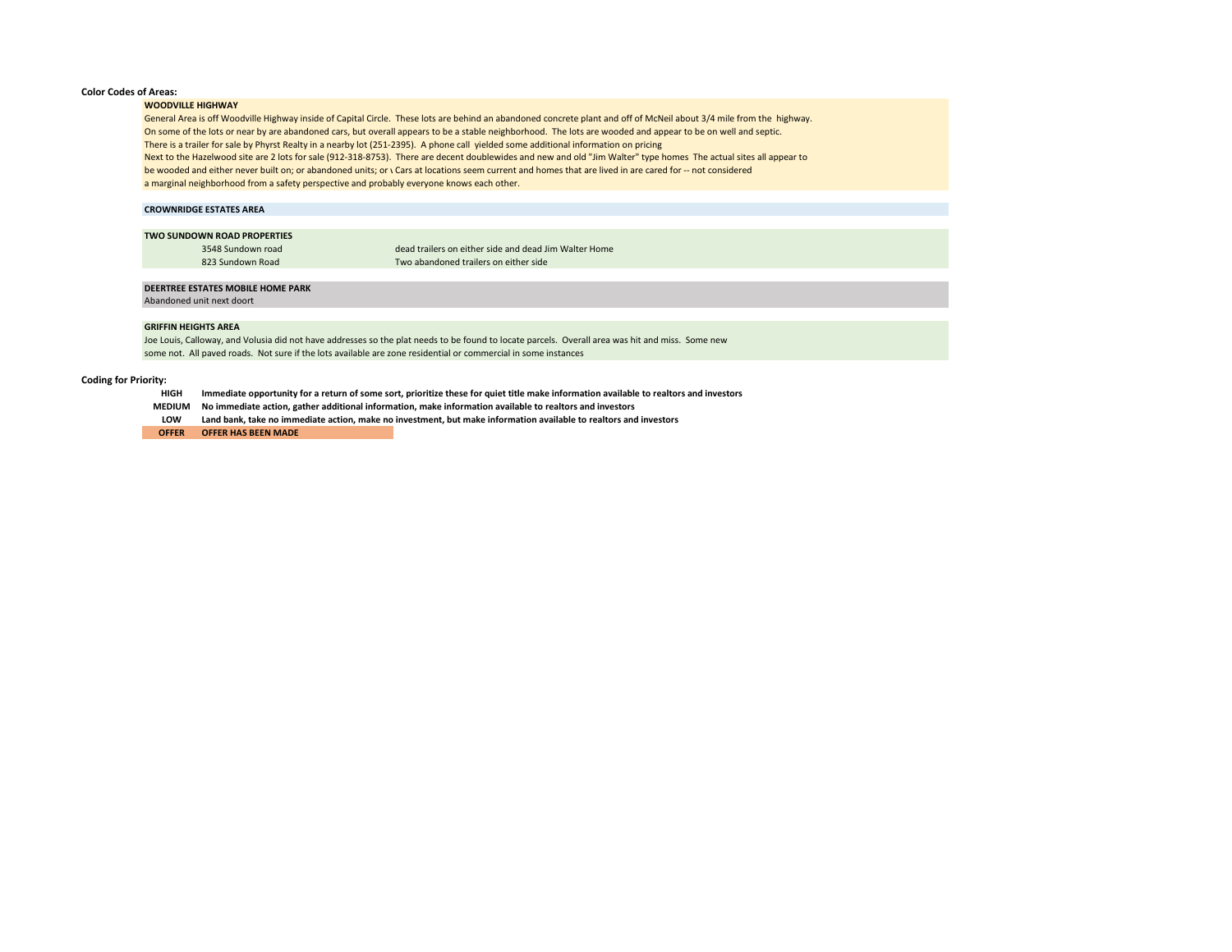**Color Codes of Areas:**

**WOODVILLE HIGHWAY**

General Area is off Woodville Highway inside of Capital Circle. These lots are behind an abandoned concrete plant and off of McNeil about 3/4 mile from the highway.
On some of the lots or near by are abandoned cars, but overall appears to be a stable neighborhood. The lots are wooded and appear to be on well and septic.
There is a trailer for sale by Phyrst Realty in a nearby lot (251-2395). A phone call yielded some additional information on pricing
Next to the Hazelwood site are 2 lots for sale (912-318-8753). There are decent doublewides and new and old "Jim Walter" type homes The actual sites all appear to
be wooded and either never built on; or abandoned units; or \ Cars at locations seem current and homes that are lived in are cared for -- not considered
a marginal neighborhood from a safety perspective and probably everyone knows each other.

**CROWNRIDGE ESTATES AREA**

**TWO SUNDOWN ROAD PROPERTIES**

| | |
|---|---|
| 3548 Sundown road | dead trailers on either side and dead Jim Walter Home |
| 823 Sundown Road | Two abandoned trailers on either side |

**DEERTREE ESTATES MOBILE HOME PARK**

Abandoned unit next doort

**GRIFFIN HEIGHTS AREA**

Joe Louis, Calloway, and Volusia did not have addresses so the plat needs to be found to locate parcels. Overall area was hit and miss. Some new
some not. All paved roads. Not sure if the lots available are zone residential or commercial in some instances

**Coding for Priority:**

| | |
|---|---|
| **HIGH** | **Immediate opportunity for a return of some sort, prioritize these for quiet title make information available to realtors and investors** |
| **MEDIUM** | **No immediate action, gather additional information, make information available to realtors and investors** |
| **LOW** | **Land bank, take no immediate action, make no investment, but make information available to realtors and investors** |
| **OFFER** | **OFFER HAS BEEN MADE** |